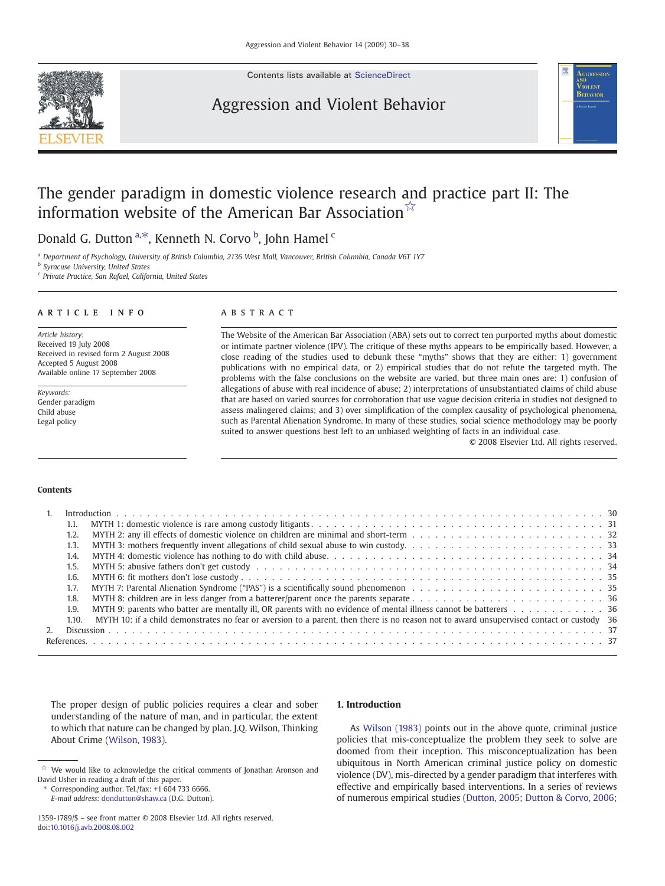Contents lists available at ScienceDirect

# Aggression and Violent Behavior

# The gender paradigm in domestic violence research and practice part II: The information website of the American Bar Association[☆]

Donald G. Dutton[a,*], Kenneth N. Corvo[b], John Hamel[c]

[a] Department of Psychology, University of British Columbia, 2136 West Mall, Vancouver, British Columbia, Canada V6T 1Y7
[b] Syracuse University, United States
[c] Private Practice, San Rafael, California, United States

**ARTICLE INFO**

*Article history:*
Received 19 July 2008
Received in revised form 2 August 2008
Accepted 5 August 2008
Available online 17 September 2008

*Keywords:*
Gender paradigm
Child abuse
Legal policy

**ABSTRACT**

The Website of the American Bar Association (ABA) sets out to correct ten purported myths about domestic or intimate partner violence (IPV). The critique of these myths appears to be empirically based. However, a close reading of the studies used to debunk these "myths" shows that they are either: 1) government publications with no empirical data, or 2) empirical studies that do not refute the targeted myth. The problems with the false conclusions on the website are varied, but three main ones are: 1) confusion of allegations of abuse with real incidence of abuse; 2) interpretations of unsubstantiated claims of child abuse that are based on varied sources for corroboration that use vague decision criteria in studies not designed to assess malingered claims; and 3) over simplification of the complex causality of psychological phenomena, such as Parental Alienation Syndrome. In many of these studies, social science methodology may be poorly suited to answer questions best left to an unbiased weighting of facts in an individual case.

© 2008 Elsevier Ltd. All rights reserved.

**Contents**

1. Introduction . . . 30
   - 1.1. MYTH 1: domestic violence is rare among custody litigants . . . 31
   - 1.2. MYTH 2: any ill effects of domestic violence on children are minimal and short-term . . . 32
   - 1.3. MYTH 3: mothers frequently invent allegations of child sexual abuse to win custody . . . 33
   - 1.4. MYTH 4: domestic violence has nothing to do with child abuse . . . 34
   - 1.5. MYTH 5: abusive fathers don't get custody . . . 34
   - 1.6. MYTH 6: fit mothers don't lose custody . . . 35
   - 1.7. MYTH 7: Parental Alienation Syndrome ("PAS") is a scientifically sound phenomenon . . . 35
   - 1.8. MYTH 8: children are in less danger from a batterer/parent once the parents separate . . . 36
   - 1.9. MYTH 9: parents who batter are mentally ill, OR parents with no evidence of mental illness cannot be batterers . . . 36
   - 1.10. MYTH 10: if a child demonstrates no fear or aversion to a parent, then there is no reason not to award unsupervised contact or custody . . . 36
2. Discussion . . . 37

References . . . 37

> The proper design of public policies requires a clear and sober understanding of the nature of man, and in particular, the extent to which that nature can be changed by plan. J.Q. Wilson, Thinking About Crime (Wilson, 1983).

## 1. Introduction

As Wilson (1983) points out in the above quote, criminal justice policies that mis-conceptualize the problem they seek to solve are doomed from their inception. This misconceptualization has been ubiquitous in North American criminal justice policy on domestic violence (DV), mis-directed by a gender paradigm that interferes with effective and empirically based interventions. In a series of reviews of numerous empirical studies (Dutton, 2005; Dutton & Corvo, 2006;

[☆] We would like to acknowledge the critical comments of Jonathan Aronson and David Usher in reading a draft of this paper.

\* Corresponding author. Tel./fax: +1 604 733 6666.
E-mail address: dondutton@shaw.ca (D.G. Dutton).

1359-1789/$ – see front matter © 2008 Elsevier Ltd. All rights reserved.
doi:10.1016/j.avb.2008.08.002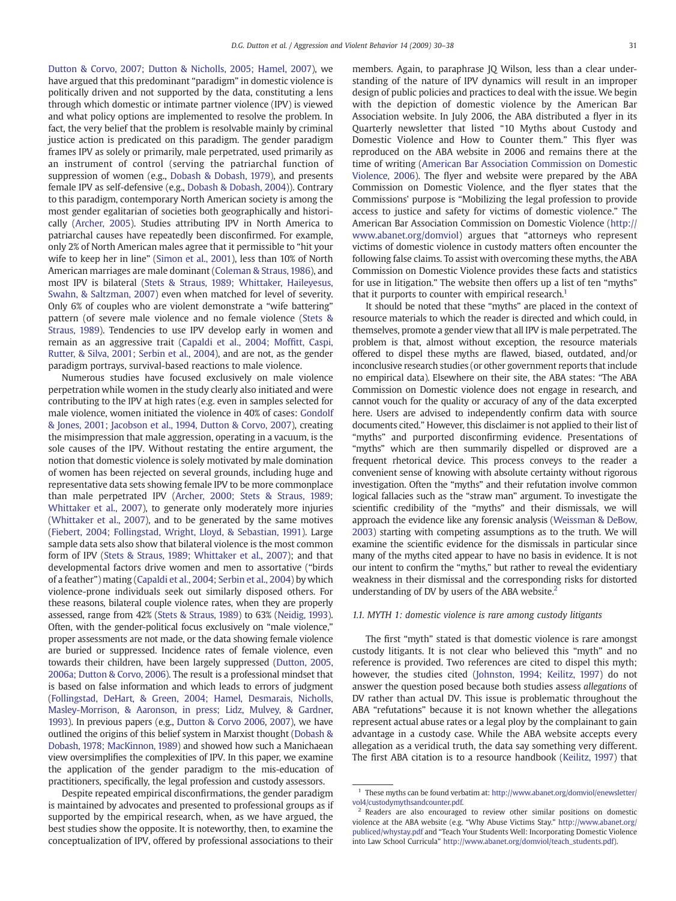Dutton & Corvo, 2007; Dutton & Nicholls, 2005; Hamel, 2007), we have argued that this predominant "paradigm" in domestic violence is politically driven and not supported by the data, constituting a lens through which domestic or intimate partner violence (IPV) is viewed and what policy options are implemented to resolve the problem. In fact, the very belief that the problem is resolvable mainly by criminal justice action is predicated on this paradigm. The gender paradigm frames IPV as solely or primarily, male perpetrated, used primarily as an instrument of control (serving the patriarchal function of suppression of women (e.g., Dobash & Dobash, 1979), and presents female IPV as self-defensive (e.g., Dobash & Dobash, 2004)). Contrary to this paradigm, contemporary North American society is among the most gender egalitarian of societies both geographically and historically (Archer, 2005). Studies attributing IPV in North America to patriarchal causes have repeatedly been disconfirmed. For example, only 2% of North American males agree that it permissible to "hit your wife to keep her in line" (Simon et al., 2001), less than 10% of North American marriages are male dominant (Coleman & Straus, 1986), and most IPV is bilateral (Stets & Straus, 1989; Whittaker, Haileyesus, Swahn, & Saltzman, 2007) even when matched for level of severity. Only 6% of couples who are violent demonstrate a "wife battering" pattern (of severe male violence and no female violence (Stets & Straus, 1989). Tendencies to use IPV develop early in women and remain as an aggressive trait (Capaldi et al., 2004; Moffitt, Caspi, Rutter, & Silva, 2001; Serbin et al., 2004), and are not, as the gender paradigm portrays, survival-based reactions to male violence.

Numerous studies have focused exclusively on male violence perpetration while women in the study clearly also initiated and were contributing to the IPV at high rates (e.g. even in samples selected for male violence, women initiated the violence in 40% of cases: Gondolf & Jones, 2001; Jacobson et al., 1994, Dutton & Corvo, 2007), creating the misimpression that male aggression, operating in a vacuum, is the sole causes of the IPV. Without restating the entire argument, the notion that domestic violence is solely motivated by male domination of women has been rejected on several grounds, including huge and representative data sets showing female IPV to be more commonplace than male perpetrated IPV (Archer, 2000; Stets & Straus, 1989; Whittaker et al., 2007), to generate only moderately more injuries (Whittaker et al., 2007), and to be generated by the same motives (Fiebert, 2004; Follingstad, Wright, Lloyd, & Sebastian, 1991). Large sample data sets also show that bilateral violence is the most common form of IPV (Stets & Straus, 1989; Whittaker et al., 2007); and that developmental factors drive women and men to assortative ("birds of a feather") mating (Capaldi et al., 2004; Serbin et al., 2004) by which violence-prone individuals seek out similarly disposed others. For these reasons, bilateral couple violence rates, when they are properly assessed, range from 42% (Stets & Straus, 1989) to 63% (Neidig, 1993). Often, with the gender-political focus exclusively on "male violence," proper assessments are not made, or the data showing female violence are buried or suppressed. Incidence rates of female violence, even towards their children, have been largely suppressed (Dutton, 2005, 2006a; Dutton & Corvo, 2006). The result is a professional mindset that is based on false information and which leads to errors of judgment (Follingstad, DeHart, & Green, 2004; Hamel, Desmarais, Nicholls, Masley-Morrison, & Aaronson, in press; Lidz, Mulvey, & Gardner, 1993). In previous papers (e.g., Dutton & Corvo 2006, 2007), we have outlined the origins of this belief system in Marxist thought (Dobash & Dobash, 1978; MacKinnon, 1989) and showed how such a Manichaean view oversimplifies the complexities of IPV. In this paper, we examine the application of the gender paradigm to the mis-education of practitioners, specifically, the legal profession and custody assessors.

Despite repeated empirical disconfirmations, the gender paradigm is maintained by advocates and presented to professional groups as if supported by the empirical research, when, as we have argued, the best studies show the opposite. It is noteworthy, then, to examine the conceptualization of IPV, offered by professional associations to their members. Again, to paraphrase JQ Wilson, less than a clear understanding of the nature of IPV dynamics will result in an improper design of public policies and practices to deal with the issue. We begin with the depiction of domestic violence by the American Bar Association website. In July 2006, the ABA distributed a flyer in its Quarterly newsletter that listed "10 Myths about Custody and Domestic Violence and How to Counter them." This flyer was reproduced on the ABA website in 2006 and remains there at the time of writing (American Bar Association Commission on Domestic Violence, 2006). The flyer and website were prepared by the ABA Commission on Domestic Violence, and the flyer states that the Commissions' purpose is "Mobilizing the legal profession to provide access to justice and safety for victims of domestic violence." The American Bar Association Commission on Domestic Violence (http://www.abanet.org/domviol) argues that "attorneys who represent victims of domestic violence in custody matters often encounter the following false claims. To assist with overcoming these myths, the ABA Commission on Domestic Violence provides these facts and statistics for use in litigation." The website then offers up a list of ten "myths" that it purports to counter with empirical research.[1]

It should be noted that these "myths" are placed in the context of resource materials to which the reader is directed and which could, in themselves, promote a gender view that all IPV is male perpetrated. The problem is that, almost without exception, the resource materials offered to dispel these myths are flawed, biased, outdated, and/or inconclusive research studies (or other government reports that include no empirical data). Elsewhere on their site, the ABA states: "The ABA Commission on Domestic violence does not engage in research, and cannot vouch for the quality or accuracy of any of the data excerpted here. Users are advised to independently confirm data with source documents cited." However, this disclaimer is not applied to their list of "myths" and purported disconfirming evidence. Presentations of "myths" which are then summarily dispelled or disproved are a frequent rhetorical device. This process conveys to the reader a convenient sense of knowing with absolute certainty without rigorous investigation. Often the "myths" and their refutation involve common logical fallacies such as the "straw man" argument. To investigate the scientific credibility of the "myths" and their dismissals, we will approach the evidence like any forensic analysis (Weissman & DeBow, 2003) starting with competing assumptions as to the truth. We will examine the scientific evidence for the dismissals in particular since many of the myths cited appear to have no basis in evidence. It is not our intent to confirm the "myths," but rather to reveal the evidentiary weakness in their dismissal and the corresponding risks for distorted understanding of DV by users of the ABA website.[2]

### 1.1. MYTH 1: domestic violence is rare among custody litigants

The first "myth" stated is that domestic violence is rare amongst custody litigants. It is not clear who believed this "myth" and no reference is provided. Two references are cited to dispel this myth; however, the studies cited (Johnston, 1994; Keilitz, 1997) do not answer the question posed because both studies assess *allegations* of DV rather than actual DV. This issue is problematic throughout the ABA "refutations" because it is not known whether the allegations represent actual abuse rates or a legal ploy by the complainant to gain advantage in a custody case. While the ABA website accepts every allegation as a veridical truth, the data say something very different. The first ABA citation is to a resource handbook (Keilitz, 1997) that

---

[1] These myths can be found verbatim at: http://www.abanet.org/domviol/enewsletter/vol4/custodymythsandcounter.pdf.

[2] Readers are also encouraged to review other similar positions on domestic violence at the ABA website (e.g. "Why Abuse Victims Stay." http://www.abanet.org/publiced/whystay.pdf and "Teach Your Students Well: Incorporating Domestic Violence into Law School Curricula" http://www.abanet.org/domviol/teach_students.pdf).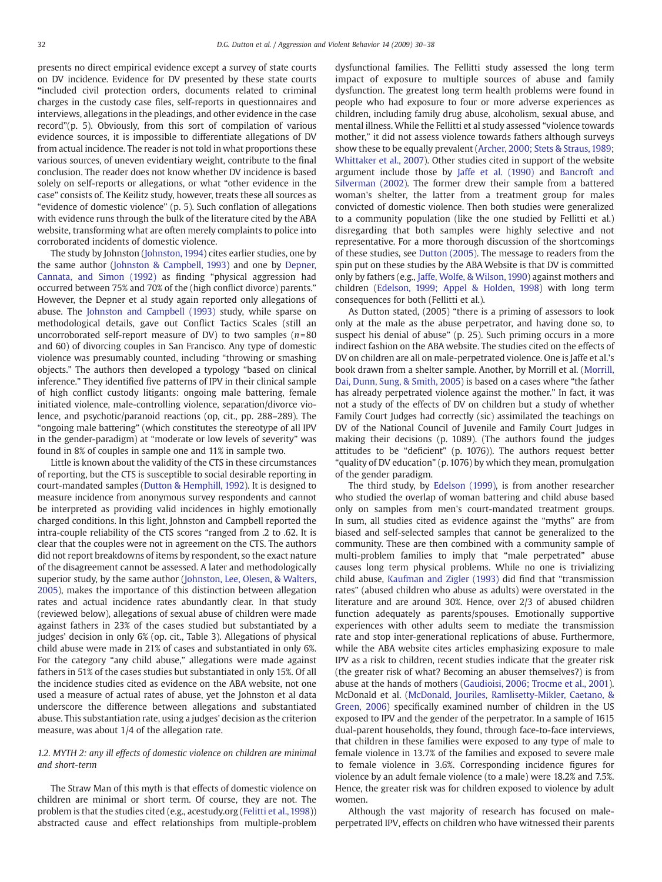presents no direct empirical evidence except a survey of state courts on DV incidence. Evidence for DV presented by these state courts "included civil protection orders, documents related to criminal charges in the custody case files, self-reports in questionnaires and interviews, allegations in the pleadings, and other evidence in the case record"(p. 5). Obviously, from this sort of compilation of various evidence sources, it is impossible to differentiate allegations of DV from actual incidence. The reader is not told in what proportions these various sources, of uneven evidentiary weight, contribute to the final conclusion. The reader does not know whether DV incidence is based solely on self-reports or allegations, or what "other evidence in the case" consists of. The Keilitz study, however, treats these all sources as "evidence of domestic violence" (p. 5). Such conflation of allegations with evidence runs through the bulk of the literature cited by the ABA website, transforming what are often merely complaints to police into corroborated incidents of domestic violence.

The study by Johnston (Johnston, 1994) cites earlier studies, one by the same author (Johnston & Campbell, 1993) and one by Depner, Cannata, and Simon (1992) as finding "physical aggression had occurred between 75% and 70% of the (high conflict divorce) parents." However, the Depner et al study again reported only allegations of abuse. The Johnston and Campbell (1993) study, while sparse on methodological details, gave out Conflict Tactics Scales (still an uncorroborated self-report measure of DV) to two samples ($n=80$ and 60) of divorcing couples in San Francisco. Any type of domestic violence was presumably counted, including "throwing or smashing objects." The authors then developed a typology "based on clinical inference." They identified five patterns of IPV in their clinical sample of high conflict custody litigants: ongoing male battering, female initiated violence, male-controlling violence, separation/divorce violence, and psychotic/paranoid reactions (op, cit., pp. 288–289). The "ongoing male battering" (which constitutes the stereotype of all IPV in the gender-paradigm) at "moderate or low levels of severity" was found in 8% of couples in sample one and 11% in sample two.

Little is known about the validity of the CTS in these circumstances of reporting, but the CTS is susceptible to social desirable reporting in court-mandated samples (Dutton & Hemphill, 1992). It is designed to measure incidence from anonymous survey respondents and cannot be interpreted as providing valid incidences in highly emotionally charged conditions. In this light, Johnston and Campbell reported the intra-couple reliability of the CTS scores "ranged from .2 to .62. It is clear that the couples were not in agreement on the CTS. The authors did not report breakdowns of items by respondent, so the exact nature of the disagreement cannot be assessed. A later and methodologically superior study, by the same author (Johnston, Lee, Olesen, & Walters, 2005), makes the importance of this distinction between allegation rates and actual incidence rates abundantly clear. In that study (reviewed below), allegations of sexual abuse of children were made against fathers in 23% of the cases studied but substantiated by a judges' decision in only 6% (op. cit., Table 3). Allegations of physical child abuse were made in 21% of cases and substantiated in only 6%. For the category "any child abuse," allegations were made against fathers in 51% of the cases studies but substantiated in only 15%. Of all the incidence studies cited as evidence on the ABA website, not one used a measure of actual rates of abuse, yet the Johnston et al data underscore the difference between allegations and substantiated abuse. This substantiation rate, using a judges' decision as the criterion measure, was about 1/4 of the allegation rate.

### 1.2. MYTH 2: *any ill effects of domestic violence on children are minimal and short-term*

The Straw Man of this myth is that effects of domestic violence on children are minimal or short term. Of course, they are not. The problem is that the studies cited (e.g., acestudy.org (Fellitti et al., 1998)) abstracted cause and effect relationships from multiple-problem dysfunctional families. The Fellitti study assessed the long term impact of exposure to multiple sources of abuse and family dysfunction. The greatest long term health problems were found in people who had exposure to four or more adverse experiences as children, including family drug abuse, alcoholism, sexual abuse, and mental illness. While the Fellitti et al study assessed "violence towards mother," it did not assess violence towards fathers although surveys show these to be equally prevalent (Archer, 2000; Stets & Straus, 1989; Whittaker et al., 2007). Other studies cited in support of the website argument include those by Jaffe et al. (1990) and Bancroft and Silverman (2002). The former drew their sample from a battered woman's shelter, the latter from a treatment group for males convicted of domestic violence. Then both studies were generalized to a community population (like the one studied by Fellitti et al.) disregarding that both samples were highly selective and not representative. For a more thorough discussion of the shortcomings of these studies, see Dutton (2005). The message to readers from the spin put on these studies by the ABA Website is that DV is committed only by fathers (e.g., Jaffe, Wolfe, & Wilson, 1990) against mothers and children (Edelson, 1999; Appel & Holden, 1998) with long term consequences for both (Fellitti et al.).

As Dutton stated, (2005) "there is a priming of assessors to look only at the male as the abuse perpetrator, and having done so, to suspect his denial of abuse" (p. 25). Such priming occurs in a more indirect fashion on the ABA website. The studies cited on the effects of DV on children are all on male-perpetrated violence. One is Jaffe et al.'s book drawn from a shelter sample. Another, by Morrill et al. (Morrill, Dai, Dunn, Sung, & Smith, 2005) is based on a cases where "the father has already perpetrated violence against the mother." In fact, it was not a study of the effects of DV on children but a study of whether Family Court Judges had correctly (sic) assimilated the teachings on DV of the National Council of Juvenile and Family Court Judges in making their decisions (p. 1089). (The authors found the judges attitudes to be "deficient" (p. 1076)). The authors request better "quality of DV education" (p. 1076) by which they mean, promulgation of the gender paradigm.

The third study, by Edelson (1999), is from another researcher who studied the overlap of woman battering and child abuse based only on samples from men's court-mandated treatment groups. In sum, all studies cited as evidence against the "myths" are from biased and self-selected samples that cannot be generalized to the community. These are then combined with a community sample of multi-problem families to imply that "male perpetrated" abuse causes long term physical problems. While no one is trivializing child abuse, Kaufman and Zigler (1993) did find that "transmission rates" (abused children who abuse as adults) were overstated in the literature and are around 30%. Hence, over 2/3 of abused children function adequately as parents/spouses. Emotionally supportive experiences with other adults seem to mediate the transmission rate and stop inter-generational replications of abuse. Furthermore, while the ABA website cites articles emphasizing exposure to male IPV as a risk to children, recent studies indicate that the greater risk (the greater risk of what? Becoming an abuser themselves?) is from abuse at the hands of mothers (Gaudioisi, 2006; Trocme et al., 2001). McDonald et al. (McDonald, Jouriles, Ramlisetty-Mikler, Caetano, & Green, 2006) specifically examined number of children in the US exposed to IPV and the gender of the perpetrator. In a sample of 1615 dual-parent households, they found, through face-to-face interviews, that children in these families were exposed to any type of male to female violence in 13.7% of the families and exposed to severe male to female violence in 3.6%. Corresponding incidence figures for violence by an adult female violence (to a male) were 18.2% and 7.5%. Hence, the greater risk was for children exposed to violence by adult women.

Although the vast majority of research has focused on male-perpetrated IPV, effects on children who have witnessed their parents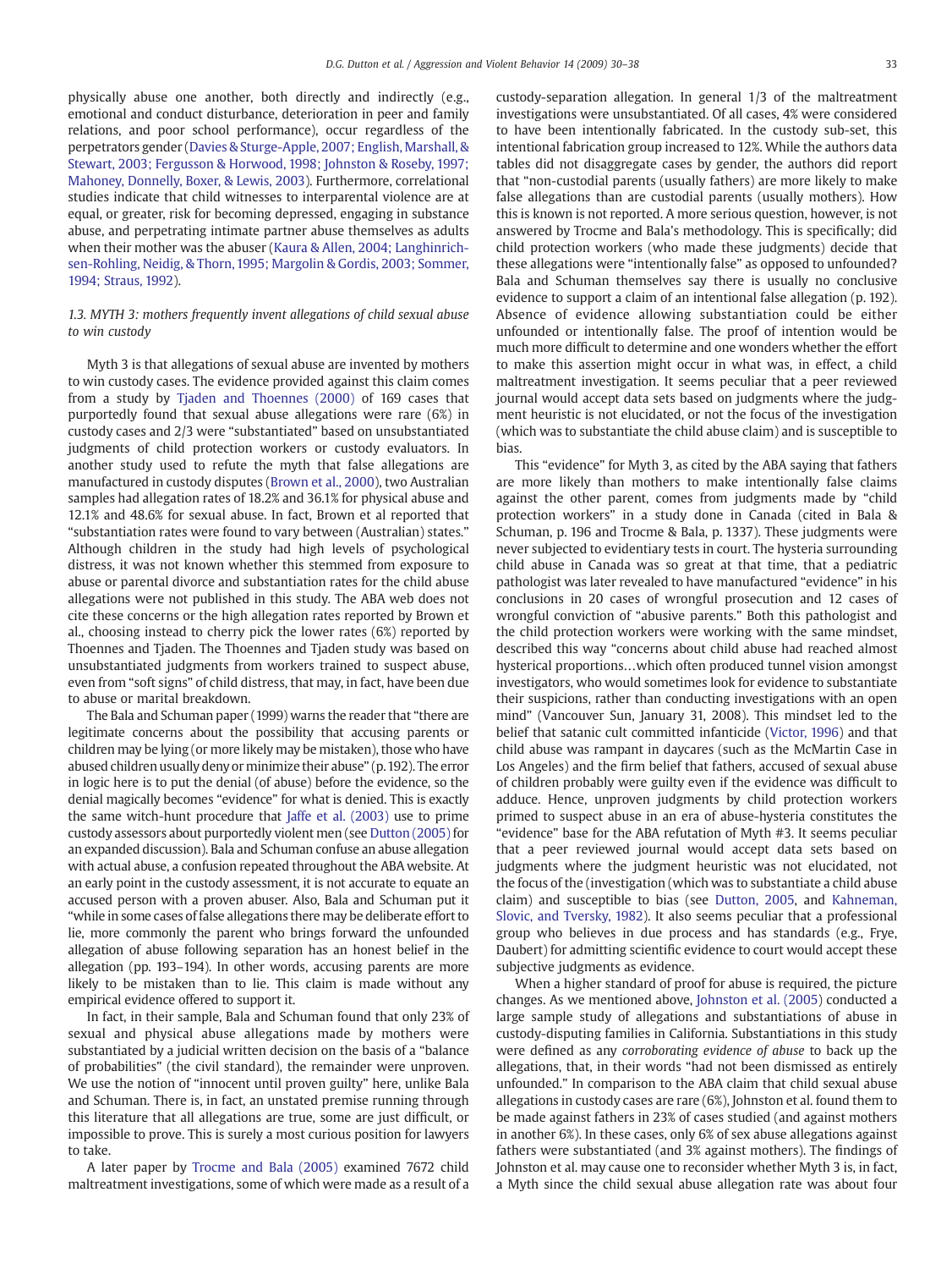physically abuse one another, both directly and indirectly (e.g., emotional and conduct disturbance, deterioration in peer and family relations, and poor school performance), occur regardless of the perpetrators gender (Davies & Sturge-Apple, 2007; English, Marshall, & Stewart, 2003; Fergusson & Horwood, 1998; Johnston & Roseby, 1997; Mahoney, Donnelly, Boxer, & Lewis, 2003). Furthermore, correlational studies indicate that child witnesses to interparental violence are at equal, or greater, risk for becoming depressed, engaging in substance abuse, and perpetrating intimate partner abuse themselves as adults when their mother was the abuser (Kaura & Allen, 2004; Langhinrichsen-Rohling, Neidig, & Thorn, 1995; Margolin & Gordis, 2003; Sommer, 1994; Straus, 1992).

### 1.3. MYTH 3: mothers frequently invent allegations of child sexual abuse to win custody

Myth 3 is that allegations of sexual abuse are invented by mothers to win custody cases. The evidence provided against this claim comes from a study by Tjaden and Thoennes (2000) of 169 cases that purportedly found that sexual abuse allegations were rare (6%) in custody cases and 2/3 were "substantiated" based on unsubstantiated judgments of child protection workers or custody evaluators. In another study used to refute the myth that false allegations are manufactured in custody disputes (Brown et al., 2000), two Australian samples had allegation rates of 18.2% and 36.1% for physical abuse and 12.1% and 48.6% for sexual abuse. In fact, Brown et al reported that "substantiation rates were found to vary between (Australian) states." Although children in the study had high levels of psychological distress, it was not known whether this stemmed from exposure to abuse or parental divorce and substantiation rates for the child abuse allegations were not published in this study. The ABA web does not cite these concerns or the high allegation rates reported by Brown et al., choosing instead to cherry pick the lower rates (6%) reported by Thoennes and Tjaden. The Thoennes and Tjaden study was based on unsubstantiated judgments from workers trained to suspect abuse, even from "soft signs" of child distress, that may, in fact, have been due to abuse or marital breakdown.

The Bala and Schuman paper (1999) warns the reader that "there are legitimate concerns about the possibility that accusing parents or children may be lying (or more likely may be mistaken), those who have abused children usually deny or minimize their abuse" (p.192). The error in logic here is to put the denial (of abuse) before the evidence, so the denial magically becomes "evidence" for what is denied. This is exactly the same witch-hunt procedure that Jaffe et al. (2003) use to prime custody assessors about purportedly violent men (see Dutton (2005) for an expanded discussion). Bala and Schuman confuse an abuse allegation with actual abuse, a confusion repeated throughout the ABA website. At an early point in the custody assessment, it is not accurate to equate an accused person with a proven abuser. Also, Bala and Schuman put it "while in some cases of false allegations there may be deliberate effort to lie, more commonly the parent who brings forward the unfounded allegation of abuse following separation has an honest belief in the allegation (pp. 193–194). In other words, accusing parents are more likely to be mistaken than to lie. This claim is made without any empirical evidence offered to support it.

In fact, in their sample, Bala and Schuman found that only 23% of sexual and physical abuse allegations made by mothers were substantiated by a judicial written decision on the basis of a "balance of probabilities" (the civil standard), the remainder were unproven. We use the notion of "innocent until proven guilty" here, unlike Bala and Schuman. There is, in fact, an unstated premise running through this literature that all allegations are true, some are just difficult, or impossible to prove. This is surely a most curious position for lawyers to take.

A later paper by Trocme and Bala (2005) examined 7672 child maltreatment investigations, some of which were made as a result of a custody-separation allegation. In general 1/3 of the maltreatment investigations were unsubstantiated. Of all cases, 4% were considered to have been intentionally fabricated. In the custody sub-set, this intentional fabrication group increased to 12%. While the authors data tables did not disaggregate cases by gender, the authors did report that "non-custodial parents (usually fathers) are more likely to make false allegations than are custodial parents (usually mothers). How this is known is not reported. A more serious question, however, is not answered by Trocme and Bala's methodology. This is specifically; did child protection workers (who made these judgments) decide that these allegations were "intentionally false" as opposed to unfounded? Bala and Schuman themselves say there is usually no conclusive evidence to support a claim of an intentional false allegation (p. 192). Absence of evidence allowing substantiation could be either unfounded or intentionally false. The proof of intention would be much more difficult to determine and one wonders whether the effort to make this assertion might occur in what was, in effect, a child maltreatment investigation. It seems peculiar that a peer reviewed journal would accept data sets based on judgments where the judgment heuristic is not elucidated, or not the focus of the investigation (which was to substantiate the child abuse claim) and is susceptible to bias.

This "evidence" for Myth 3, as cited by the ABA saying that fathers are more likely than mothers to make intentionally false claims against the other parent, comes from judgments made by "child protection workers" in a study done in Canada (cited in Bala & Schuman, p. 196 and Trocme & Bala, p. 1337). These judgments were never subjected to evidentiary tests in court. The hysteria surrounding child abuse in Canada was so great at that time, that a pediatric pathologist was later revealed to have manufactured "evidence" in his conclusions in 20 cases of wrongful prosecution and 12 cases of wrongful conviction of "abusive parents." Both this pathologist and the child protection workers were working with the same mindset, described this way "concerns about child abuse had reached almost hysterical proportions…which often produced tunnel vision amongst investigators, who would sometimes look for evidence to substantiate their suspicions, rather than conducting investigations with an open mind" (Vancouver Sun, January 31, 2008). This mindset led to the belief that satanic cult committed infanticide (Victor, 1996) and that child abuse was rampant in daycares (such as the McMartin Case in Los Angeles) and the firm belief that fathers, accused of sexual abuse of children probably were guilty even if the evidence was difficult to adduce. Hence, unproven judgments by child protection workers primed to suspect abuse in an era of abuse-hysteria constitutes the "evidence" base for the ABA refutation of Myth #3. It seems peculiar that a peer reviewed journal would accept data sets based on judgments where the judgment heuristic was not elucidated, not the focus of the (investigation (which was to substantiate a child abuse claim) and susceptible to bias (see Dutton, 2005, and Kahneman, Slovic, and Tversky, 1982). It also seems peculiar that a professional group who believes in due process and has standards (e.g., Frye, Daubert) for admitting scientific evidence to court would accept these subjective judgments as evidence.

When a higher standard of proof for abuse is required, the picture changes. As we mentioned above, Johnston et al. (2005) conducted a large sample study of allegations and substantiations of abuse in custody-disputing families in California. Substantiations in this study were defined as any *corroborating evidence of abuse* to back up the allegations, that, in their words "had not been dismissed as entirely unfounded." In comparison to the ABA claim that child sexual abuse allegations in custody cases are rare (6%), Johnston et al. found them to be made against fathers in 23% of cases studied (and against mothers in another 6%). In these cases, only 6% of sex abuse allegations against fathers were substantiated (and 3% against mothers). The findings of Johnston et al. may cause one to reconsider whether Myth 3 is, in fact, a Myth since the child sexual abuse allegation rate was about four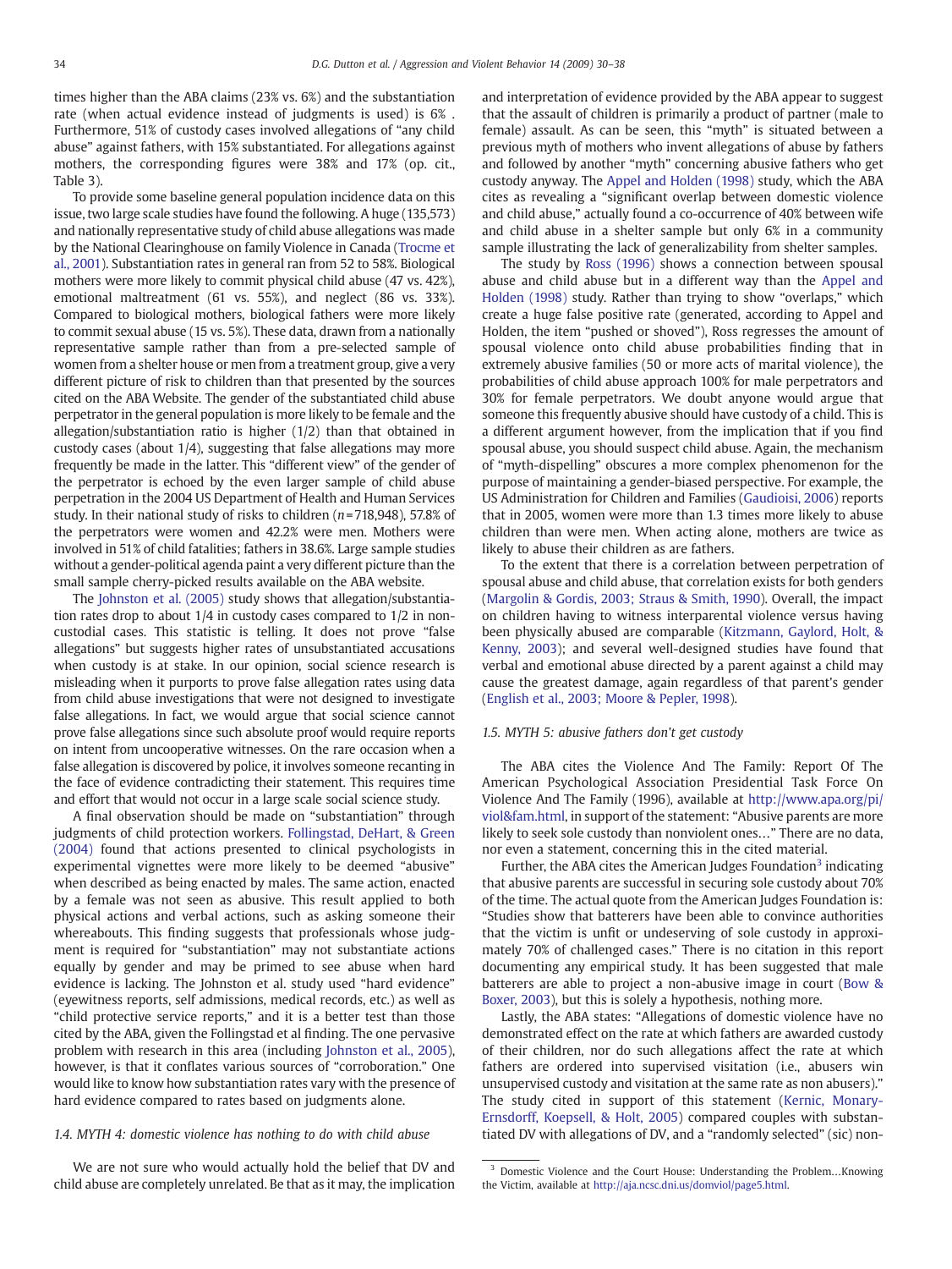times higher than the ABA claims (23% vs. 6%) and the substantiation rate (when actual evidence instead of judgments is used) is 6% . Furthermore, 51% of custody cases involved allegations of "any child abuse" against fathers, with 15% substantiated. For allegations against mothers, the corresponding figures were 38% and 17% (op. cit., Table 3).

To provide some baseline general population incidence data on this issue, two large scale studies have found the following. A huge (135,573) and nationally representative study of child abuse allegations was made by the National Clearinghouse on family Violence in Canada (Trocme et al., 2001). Substantiation rates in general ran from 52 to 58%. Biological mothers were more likely to commit physical child abuse (47 vs. 42%), emotional maltreatment (61 vs. 55%), and neglect (86 vs. 33%). Compared to biological mothers, biological fathers were more likely to commit sexual abuse (15 vs. 5%). These data, drawn from a nationally representative sample rather than from a pre-selected sample of women from a shelter house or men from a treatment group, give a very different picture of risk to children than that presented by the sources cited on the ABA Website. The gender of the substantiated child abuse perpetrator in the general population is more likely to be female and the allegation/substantiation ratio is higher (1/2) than that obtained in custody cases (about 1/4), suggesting that false allegations may more frequently be made in the latter. This "different view" of the gender of the perpetrator is echoed by the even larger sample of child abuse perpetration in the 2004 US Department of Health and Human Services study. In their national study of risks to children ($n$=718,948), 57.8% of the perpetrators were women and 42.2% were men. Mothers were involved in 51% of child fatalities; fathers in 38.6%. Large sample studies without a gender-political agenda paint a very different picture than the small sample cherry-picked results available on the ABA website.

The Johnston et al. (2005) study shows that allegation/substantiation rates drop to about 1/4 in custody cases compared to 1/2 in non-custodial cases. This statistic is telling. It does not prove "false allegations" but suggests higher rates of unsubstantiated accusations when custody is at stake. In our opinion, social science research is misleading when it purports to prove false allegation rates using data from child abuse investigations that were not designed to investigate false allegations. In fact, we would argue that social science cannot prove false allegations since such absolute proof would require reports on intent from uncooperative witnesses. On the rare occasion when a false allegation is discovered by police, it involves someone recanting in the face of evidence contradicting their statement. This requires time and effort that would not occur in a large scale social science study.

A final observation should be made on "substantiation" through judgments of child protection workers. Follingstad, DeHart, & Green (2004) found that actions presented to clinical psychologists in experimental vignettes were more likely to be deemed "abusive" when described as being enacted by males. The same action, enacted by a female was not seen as abusive. This result applied to both physical actions and verbal actions, such as asking someone their whereabouts. This finding suggests that professionals whose judgment is required for "substantiation" may not substantiate actions equally by gender and may be primed to see abuse when hard evidence is lacking. The Johnston et al. study used "hard evidence" (eyewitness reports, self admissions, medical records, etc.) as well as "child protective service reports," and it is a better test than those cited by the ABA, given the Follingstad et al finding. The one pervasive problem with research in this area (including Johnston et al., 2005), however, is that it conflates various sources of "corroboration." One would like to know how substantiation rates vary with the presence of hard evidence compared to rates based on judgments alone.

### 1.4. MYTH 4: domestic violence has nothing to do with child abuse

We are not sure who would actually hold the belief that DV and child abuse are completely unrelated. Be that as it may, the implication and interpretation of evidence provided by the ABA appear to suggest that the assault of children is primarily a product of partner (male to female) assault. As can be seen, this "myth" is situated between a previous myth of mothers who invent allegations of abuse by fathers and followed by another "myth" concerning abusive fathers who get custody anyway. The Appel and Holden (1998) study, which the ABA cites as revealing a "significant overlap between domestic violence and child abuse," actually found a co-occurrence of 40% between wife and child abuse in a shelter sample but only 6% in a community sample illustrating the lack of generalizability from shelter samples.

The study by Ross (1996) shows a connection between spousal abuse and child abuse but in a different way than the Appel and Holden (1998) study. Rather than trying to show "overlaps," which create a huge false positive rate (generated, according to Appel and Holden, the item "pushed or shoved"), Ross regresses the amount of spousal violence onto child abuse probabilities finding that in extremely abusive families (50 or more acts of marital violence), the probabilities of child abuse approach 100% for male perpetrators and 30% for female perpetrators. We doubt anyone would argue that someone this frequently abusive should have custody of a child. This is a different argument however, from the implication that if you find spousal abuse, you should suspect child abuse. Again, the mechanism of "myth-dispelling" obscures a more complex phenomenon for the purpose of maintaining a gender-biased perspective. For example, the US Administration for Children and Families (Gaudioisi, 2006) reports that in 2005, women were more than 1.3 times more likely to abuse children than were men. When acting alone, mothers are twice as likely to abuse their children as are fathers.

To the extent that there is a correlation between perpetration of spousal abuse and child abuse, that correlation exists for both genders (Margolin & Gordis, 2003; Straus & Smith, 1990). Overall, the impact on children having to witness interparental violence versus having been physically abused are comparable (Kitzmann, Gaylord, Holt, & Kenny, 2003); and several well-designed studies have found that verbal and emotional abuse directed by a parent against a child may cause the greatest damage, again regardless of that parent's gender (English et al., 2003; Moore & Pepler, 1998).

### 1.5. MYTH 5: abusive fathers don't get custody

The ABA cites the Violence And The Family: Report Of The American Psychological Association Presidential Task Force On Violence And The Family (1996), available at http://www.apa.org/pi/viol&fam.html, in support of the statement: "Abusive parents are more likely to seek sole custody than nonviolent ones…" There are no data, nor even a statement, concerning this in the cited material.

Further, the ABA cites the American Judges Foundation[3] indicating that abusive parents are successful in securing sole custody about 70% of the time. The actual quote from the American Judges Foundation is: "Studies show that batterers have been able to convince authorities that the victim is unfit or undeserving of sole custody in approximately 70% of challenged cases." There is no citation in this report documenting any empirical study. It has been suggested that male batterers are able to project a non-abusive image in court (Bow & Boxer, 2003), but this is solely a hypothesis, nothing more.

Lastly, the ABA states: "Allegations of domestic violence have no demonstrated effect on the rate at which fathers are awarded custody of their children, nor do such allegations affect the rate at which fathers are ordered into supervised visitation (i.e., abusers win unsupervised custody and visitation at the same rate as non abusers)." The study cited in support of this statement (Kernic, Monary-Ernsdorff, Koepsell, & Holt, 2005) compared couples with substantiated DV with allegations of DV, and a "randomly selected" (sic) non-

[3] Domestic Violence and the Court House: Understanding the Problem…Knowing the Victim, available at http://aja.ncsc.dni.us/domviol/page5.html.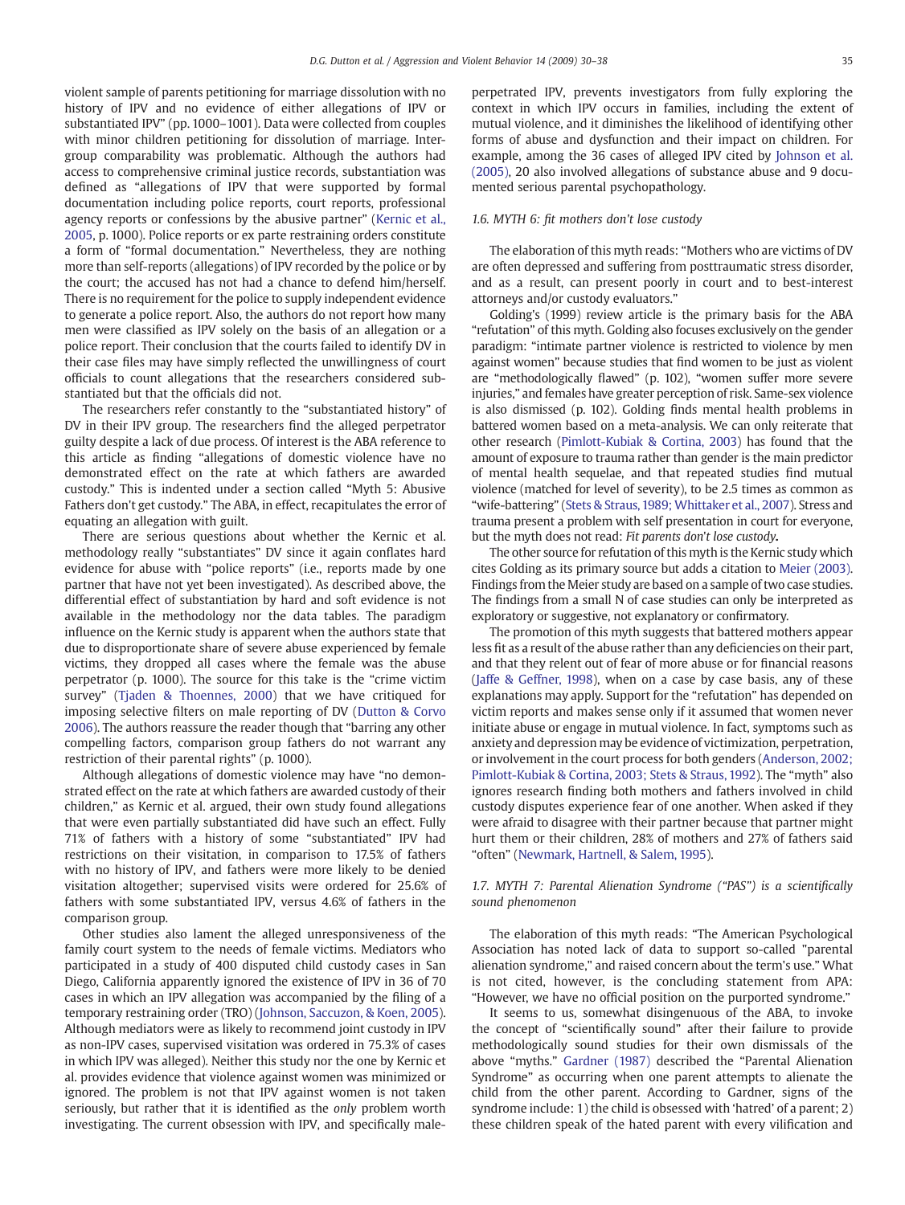violent sample of parents petitioning for marriage dissolution with no history of IPV and no evidence of either allegations of IPV or substantiated IPV" (pp. 1000–1001). Data were collected from couples with minor children petitioning for dissolution of marriage. Intergroup comparability was problematic. Although the authors had access to comprehensive criminal justice records, substantiation was defined as "allegations of IPV that were supported by formal documentation including police reports, court reports, professional agency reports or confessions by the abusive partner" (Kernic et al., 2005, p. 1000). Police reports or ex parte restraining orders constitute a form of "formal documentation." Nevertheless, they are nothing more than self-reports (allegations) of IPV recorded by the police or by the court; the accused has not had a chance to defend him/herself. There is no requirement for the police to supply independent evidence to generate a police report. Also, the authors do not report how many men were classified as IPV solely on the basis of an allegation or a police report. Their conclusion that the courts failed to identify DV in their case files may have simply reflected the unwillingness of court officials to count allegations that the researchers considered substantiated but that the officials did not.

The researchers refer constantly to the "substantiated history" of DV in their IPV group. The researchers find the alleged perpetrator guilty despite a lack of due process. Of interest is the ABA reference to this article as finding "allegations of domestic violence have no demonstrated effect on the rate at which fathers are awarded custody." This is indented under a section called "Myth 5: Abusive Fathers don't get custody." The ABA, in effect, recapitulates the error of equating an allegation with guilt.

There are serious questions about whether the Kernic et al. methodology really "substantiates" DV since it again conflates hard evidence for abuse with "police reports" (i.e., reports made by one partner that have not yet been investigated). As described above, the differential effect of substantiation by hard and soft evidence is not available in the methodology nor the data tables. The paradigm influence on the Kernic study is apparent when the authors state that due to disproportionate share of severe abuse experienced by female victims, they dropped all cases where the female was the abuse perpetrator (p. 1000). The source for this take is the "crime victim survey" (Tjaden & Thoennes, 2000) that we have critiqued for imposing selective filters on male reporting of DV (Dutton & Corvo 2006). The authors reassure the reader though that "barring any other compelling factors, comparison group fathers do not warrant any restriction of their parental rights" (p. 1000).

Although allegations of domestic violence may have "no demonstrated effect on the rate at which fathers are awarded custody of their children," as Kernic et al. argued, their own study found allegations that were even partially substantiated did have such an effect. Fully 71% of fathers with a history of some "substantiated" IPV had restrictions on their visitation, in comparison to 17.5% of fathers with no history of IPV, and fathers were more likely to be denied visitation altogether; supervised visits were ordered for 25.6% of fathers with some substantiated IPV, versus 4.6% of fathers in the comparison group.

Other studies also lament the alleged unresponsiveness of the family court system to the needs of female victims. Mediators who participated in a study of 400 disputed child custody cases in San Diego, California apparently ignored the existence of IPV in 36 of 70 cases in which an IPV allegation was accompanied by the filing of a temporary restraining order (TRO) (Johnson, Saccuzon, & Koen, 2005). Although mediators were as likely to recommend joint custody in IPV as non-IPV cases, supervised visitation was ordered in 75.3% of cases in which IPV was alleged). Neither this study nor the one by Kernic et al. provides evidence that violence against women was minimized or ignored. The problem is not that IPV against women is not taken seriously, but rather that it is identified as the *only* problem worth investigating. The current obsession with IPV, and specifically male-perpetrated IPV, prevents investigators from fully exploring the context in which IPV occurs in families, including the extent of mutual violence, and it diminishes the likelihood of identifying other forms of abuse and dysfunction and their impact on children. For example, among the 36 cases of alleged IPV cited by Johnson et al. (2005), 20 also involved allegations of substance abuse and 9 documented serious parental psychopathology.

### 1.6. MYTH 6: fit mothers don't lose custody

The elaboration of this myth reads: "Mothers who are victims of DV are often depressed and suffering from posttraumatic stress disorder, and as a result, can present poorly in court and to best-interest attorneys and/or custody evaluators."

Golding's (1999) review article is the primary basis for the ABA "refutation" of this myth. Golding also focuses exclusively on the gender paradigm: "intimate partner violence is restricted to violence by men against women" because studies that find women to be just as violent are "methodologically flawed" (p. 102), "women suffer more severe injuries," and females have greater perception of risk. Same-sex violence is also dismissed (p. 102). Golding finds mental health problems in battered women based on a meta-analysis. We can only reiterate that other research (Pimlott-Kubiak & Cortina, 2003) has found that the amount of exposure to trauma rather than gender is the main predictor of mental health sequelae, and that repeated studies find mutual violence (matched for level of severity), to be 2.5 times as common as "wife-battering" (Stets & Straus, 1989; Whittaker et al., 2007). Stress and trauma present a problem with self presentation in court for everyone, but the myth does not read: *Fit parents don't lose custody*.

The other source for refutation of this myth is the Kernic study which cites Golding as its primary source but adds a citation to Meier (2003). Findings from the Meier study are based on a sample of two case studies. The findings from a small N of case studies can only be interpreted as exploratory or suggestive, not explanatory or confirmatory.

The promotion of this myth suggests that battered mothers appear less fit as a result of the abuse rather than any deficiencies on their part, and that they relent out of fear of more abuse or for financial reasons (Jaffe & Geffner, 1998), when on a case by case basis, any of these explanations may apply. Support for the "refutation" has depended on victim reports and makes sense only if it assumed that women never initiate abuse or engage in mutual violence. In fact, symptoms such as anxiety and depression may be evidence of victimization, perpetration, or involvement in the court process for both genders (Anderson, 2002; Pimlott-Kubiak & Cortina, 2003; Stets & Straus, 1992). The "myth" also ignores research finding both mothers and fathers involved in child custody disputes experience fear of one another. When asked if they were afraid to disagree with their partner because that partner might hurt them or their children, 28% of mothers and 27% of fathers said "often" (Newmark, Hartnell, & Salem, 1995).

### 1.7. MYTH 7: Parental Alienation Syndrome ("PAS") is a scientifically sound phenomenon

The elaboration of this myth reads: "The American Psychological Association has noted lack of data to support so-called "parental alienation syndrome," and raised concern about the term's use." What is not cited, however, is the concluding statement from APA: "However, we have no official position on the purported syndrome."

It seems to us, somewhat disingenuous of the ABA, to invoke the concept of "scientifically sound" after their failure to provide methodologically sound studies for their own dismissals of the above "myths." Gardner (1987) described the "Parental Alienation Syndrome" as occurring when one parent attempts to alienate the child from the other parent. According to Gardner, signs of the syndrome include: 1) the child is obsessed with 'hatred' of a parent; 2) these children speak of the hated parent with every vilification and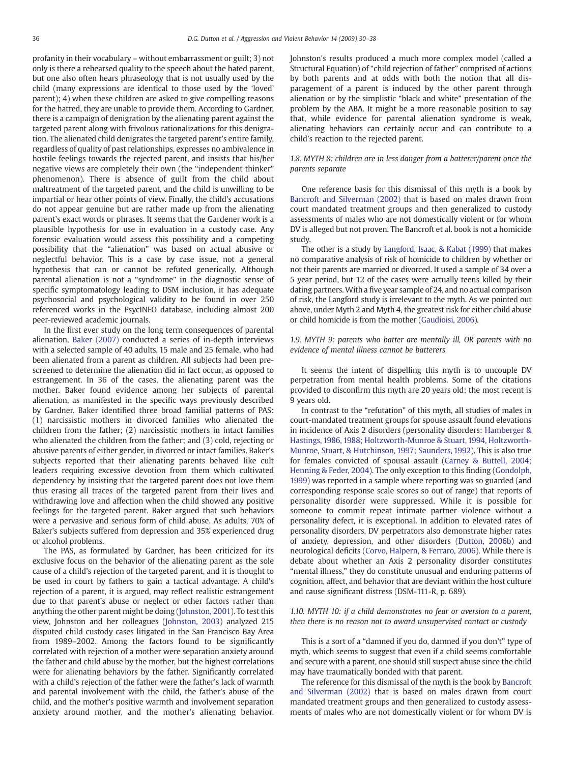profanity in their vocabulary – without embarrassment or guilt; 3) not only is there a rehearsed quality to the speech about the hated parent, but one also often hears phraseology that is not usually used by the child (many expressions are identical to those used by the 'loved' parent); 4) when these children are asked to give compelling reasons for the hatred, they are unable to provide them. According to Gardner, there is a campaign of denigration by the alienating parent against the targeted parent along with frivolous rationalizations for this denigration. The alienated child denigrates the targeted parent's entire family, regardless of quality of past relationships, expresses no ambivalence in hostile feelings towards the rejected parent, and insists that his/her negative views are completely their own (the "independent thinker" phenomenon). There is absence of guilt from the child about maltreatment of the targeted parent, and the child is unwilling to be impartial or hear other points of view. Finally, the child's accusations do not appear genuine but are rather made up from the alienating parent's exact words or phrases. It seems that the Gardener work is a plausible hypothesis for use in evaluation in a custody case. Any forensic evaluation would assess this possibility and a competing possibility that the "alienation" was based on actual abusive or neglectful behavior. This is a case by case issue, not a general hypothesis that can or cannot be refuted generically. Although parental alienation is not a "syndrome" in the diagnostic sense of specific symptomatology leading to DSM inclusion, it has adequate psychosocial and psychological validity to be found in over 250 referenced works in the PsycINFO database, including almost 200 peer-reviewed academic journals.

In the first ever study on the long term consequences of parental alienation, Baker (2007) conducted a series of in-depth interviews with a selected sample of 40 adults, 15 male and 25 female, who had been alienated from a parent as children. All subjects had been pre-screened to determine the alienation did in fact occur, as opposed to estrangement. In 36 of the cases, the alienating parent was the mother. Baker found evidence among her subjects of parental alienation, as manifested in the specific ways previously described by Gardner. Baker identified three broad familial patterns of PAS: (1) narcissistic mothers in divorced families who alienated the children from the father; (2) narcissistic mothers in intact families who alienated the children from the father; and (3) cold, rejecting or abusive parents of either gender, in divorced or intact families. Baker's subjects reported that their alienating parents behaved like cult leaders requiring excessive devotion from them which cultivated dependency by insisting that the targeted parent does not love them thus erasing all traces of the targeted parent from their lives and withdrawing love and affection when the child showed any positive feelings for the targeted parent. Baker argued that such behaviors were a pervasive and serious form of child abuse. As adults, 70% of Baker's subjects suffered from depression and 35% experienced drug or alcohol problems.

The PAS, as formulated by Gardner, has been criticized for its exclusive focus on the behavior of the alienating parent as the sole cause of a child's rejection of the targeted parent, and it is thought to be used in court by fathers to gain a tactical advantage. A child's rejection of a parent, it is argued, may reflect realistic estrangement due to that parent's abuse or neglect or other factors rather than anything the other parent might be doing (Johnston, 2001). To test this view, Johnston and her colleagues (Johnston, 2003) analyzed 215 disputed child custody cases litigated in the San Francisco Bay Area from 1989–2002. Among the factors found to be significantly correlated with rejection of a mother were separation anxiety around the father and child abuse by the mother, but the highest correlations were for alienating behaviors by the father. Significantly correlated with a child's rejection of the father were the father's lack of warmth and parental involvement with the child, the father's abuse of the child, and the mother's positive warmth and involvement separation anxiety around mother, and the mother's alienating behavior. Johnston's results produced a much more complex model (called a Structural Equation) of "child rejection of father" comprised of actions by both parents and at odds with both the notion that all disparagement of a parent is induced by the other parent through alienation or by the simplistic "black and white" presentation of the problem by the ABA. It might be a more reasonable position to say that, while evidence for parental alienation syndrome is weak, alienating behaviors can certainly occur and can contribute to a child's reaction to the rejected parent.

### 1.8. MYTH 8: children are in less danger from a batterer/parent once the parents separate

One reference basis for this dismissal of this myth is a book by Bancroft and Silverman (2002) that is based on males drawn from court mandated treatment groups and then generalized to custody assessments of males who are not domestically violent or for whom DV is alleged but not proven. The Bancroft et al. book is not a homicide study.

The other is a study by Langford, Isaac, & Kabat (1999) that makes no comparative analysis of risk of homicide to children by whether or not their parents are married or divorced. It used a sample of 34 over a 5 year period, but 12 of the cases were actually teens killed by their dating partners. With a five year sample of 24, and no actual comparison of risk, the Langford study is irrelevant to the myth. As we pointed out above, under Myth 2 and Myth 4, the greatest risk for either child abuse or child homicide is from the mother (Gaudioisi, 2006).

### 1.9. MYTH 9: parents who batter are mentally ill, OR parents with no evidence of mental illness cannot be batterers

It seems the intent of dispelling this myth is to uncouple DV perpetration from mental health problems. Some of the citations provided to disconfirm this myth are 20 years old; the most recent is 9 years old.

In contrast to the "refutation" of this myth, all studies of males in court-mandated treatment groups for spouse assault found elevations in incidence of Axis 2 disorders (personality disorders: Hamberger & Hastings, 1986, 1988; Holtzworth-Munroe & Stuart, 1994, Holtzworth-Munroe, Stuart, & Hutchinson, 1997; Saunders, 1992). This is also true for females convicted of spousal assault (Carney & Buttell, 2004; Henning & Feder, 2004). The only exception to this finding (Gondolph, 1999) was reported in a sample where reporting was so guarded (and corresponding response scale scores so out of range) that reports of personality disorder were suppressed. While it is possible for someone to commit repeat intimate partner violence without a personality defect, it is exceptional. In addition to elevated rates of personality disorders, DV perpetrators also demonstrate higher rates of anxiety, depression, and other disorders (Dutton, 2006b) and neurological deficits (Corvo, Halpern, & Ferraro, 2006). While there is debate about whether an Axis 2 personality disorder constitutes "mental illness," they do constitute unusual and enduring patterns of cognition, affect, and behavior that are deviant within the host culture and cause significant distress (DSM-111-R, p. 689).

### 1.10. MYTH 10: if a child demonstrates no fear or aversion to a parent, then there is no reason not to award unsupervised contact or custody

This is a sort of a "damned if you do, damned if you don't" type of myth, which seems to suggest that even if a child seems comfortable and secure with a parent, one should still suspect abuse since the child may have traumatically bonded with that parent.

The reference for this dismissal of the myth is the book by Bancroft and Silverman (2002) that is based on males drawn from court mandated treatment groups and then generalized to custody assessments of males who are not domestically violent or for whom DV is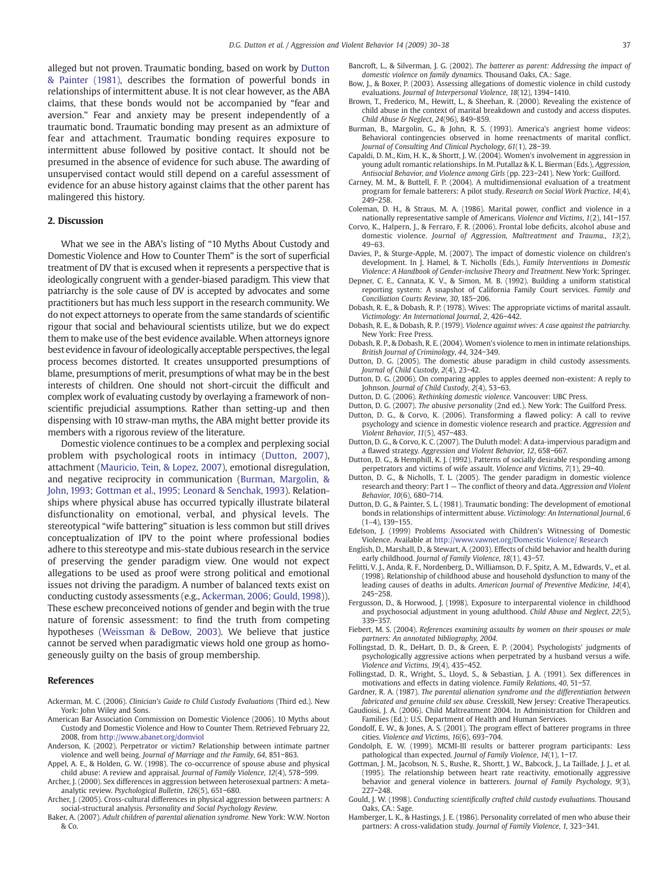alleged but not proven. Traumatic bonding, based on work by Dutton & Painter (1981), describes the formation of powerful bonds in relationships of intermittent abuse. It is not clear however, as the ABA claims, that these bonds would not be accompanied by "fear and aversion." Fear and anxiety may be present independently of a traumatic bond. Traumatic bonding may present as an admixture of fear and attachment. Traumatic bonding requires exposure to intermittent abuse followed by positive contact. It should not be presumed in the absence of evidence for such abuse. The awarding of unsupervised contact would still depend on a careful assessment of evidence for an abuse history against claims that the other parent has malingered this history.

## 2. Discussion

What we see in the ABA's listing of "10 Myths About Custody and Domestic Violence and How to Counter Them" is the sort of superficial treatment of DV that is excused when it represents a perspective that is ideologically congruent with a gender-biased paradigm. This view that patriarchy is the sole cause of DV is accepted by advocates and some practitioners but has much less support in the research community. We do not expect attorneys to operate from the same standards of scientific rigour that social and behavioural scientists utilize, but we do expect them to make use of the best evidence available. When attorneys ignore best evidence in favour of ideologically acceptable perspectives, the legal process becomes distorted. It creates unsupported presumptions of blame, presumptions of merit, presumptions of what may be in the best interests of children. One should not short-circuit the difficult and complex work of evaluating custody by overlaying a framework of non-scientific prejudicial assumptions. Rather than setting-up and then dispensing with 10 straw-man myths, the ABA might better provide its members with a rigorous review of the literature.

Domestic violence continues to be a complex and perplexing social problem with psychological roots in intimacy (Dutton, 2007), attachment (Mauricio, Tein, & Lopez, 2007), emotional disregulation, and negative reciprocity in communication (Burman, Margolin, & John, 1993; Gottman et al., 1995; Leonard & Senchak, 1993). Relationships where physical abuse has occurred typically illustrate bilateral disfunctionality on emotional, verbal, and physical levels. The stereotypical "wife battering" situation is less common but still drives conceptualization of IPV to the point where professional bodies adhere to this stereotype and mis-state dubious research in the service of preserving the gender paradigm view. One would not expect allegations to be used as proof were strong political and emotional issues not driving the paradigm. A number of balanced texts exist on conducting custody assessments (e.g., Ackerman, 2006; Gould, 1998)). These eschew preconceived notions of gender and begin with the true nature of forensic assessment: to find the truth from competing hypotheses (Weissman & DeBow, 2003). We believe that justice cannot be served when paradigmatic views hold one group as homogeneously guilty on the basis of group membership.

## References

Ackerman, M. C. (2006). *Clinician's Guide to Child Custody Evaluations* (Third ed.). New York: John Wiley and Sons.

American Bar Association Commission on Domestic Violence (2006). 10 Myths about Custody and Domestic Violence and How to Counter Them. Retrieved February 22, 2008, from http://www.abanet.org/domviol

Anderson, K. (2002). Perpetrator or victim? Relationship between intimate partner violence and well being. *Journal of Marriage and the Family*, *64*, 851−863.

Appel, A. E., & Holden, G. W. (1998). The co-occurrence of spouse abuse and physical child abuse: A review and appraisal. *Journal of Family Violence*, *12*(4), 578−599.

Archer, J. (2000). Sex differences in aggression between heterosexual partners: A meta-analytic review. *Psychological Bulletin*, *126*(5), 651−680.

Archer, J. (2005). Cross-cultural differences in physical aggression between partners: A social-structural analysis. *Personality and Social Psychology Review*.

Baker, A. (2007). *Adult children of parental alienation syndrome*. New York: W.W. Norton & Co.

Bancroft, L., & Silverman, J. G. (2002). *The batterer as parent: Addressing the impact of domestic violence on family dynamics*. Thousand Oaks, CA.: Sage.

Bow, J., & Boxer, P. (2003). Assessing allegations of domestic violence in child custody evaluations. *Journal of Interpersonal Violence*, *18*(12), 1394−1410.

Brown, T., Frederico, M., Hewitt, L., & Sheehan, R. (2000). Revealing the existence of child abuse in the context of marital breakdown and custody and access disputes. *Child Abuse & Neglect*, *24*(96), 849−859.

Burman, B., Margolin, G., & John, R. S. (1993). America's angriest home videos: Behavioral contingencies observed in home reenactments of marital conflict. *Journal of Consulting And Clinical Psychology*, *61*(1), 28−39.

Capaldi, D. M., Kim, H. K., & Shortt, J. W. (2004). Women's involvement in aggression in young adult romantic relationships. In M. Putallaz & K. L. Bierman (Eds.), *Aggression, Antisocial Behavior, and Violence among Girls* (pp. 223−241). New York: Guilford.

Carney, M. M., & Buttell, F. P. (2004). A multidimensional evaluation of a treatment program for female batterers: A pilot study. *Research on Social Work Practice*, *14*(4), 249−258.

Coleman, D. H., & Straus, M. A. (1986). Marital power, conflict and violence in a nationally representative sample of Americans. *Violence and Victims*, *1*(2), 141−157.

Corvo, K., Halpern, J., & Ferraro, F. R. (2006). Frontal lobe deficits, alcohol abuse and domestic violence. *Journal of Aggression, Maltreatment and Trauma.*, *13*(2), 49−63.

Davies, P., & Sturge-Apple, M. (2007). The impact of domestic violence on children's development. In J. Hamel, & T. Nicholls (Eds.), *Family Interventions in Domestic Violence: A Handbook of Gender-inclusive Theory and Treatment*. New York: Springer.

Depner, C. E., Cannata, K. V., & Simon, M. B. (1992). Building a uniform statistical reporting system: A snapshot of California Family Court services. *Family and Conciliation Courts Review*, *30*, 185−206.

Dobash, R. E., & Dobash, R. P. (1978). Wives: The appropriate victims of marital assault. *Victimology: An International Journal*, *2*, 426−442.

Dobash, R. E., & Dobash, R. P. (1979). *Violence against wives: A case against the patriarchy*. New York: Free Press.

Dobash, R. P., & Dobash, R. E. (2004). Women's violence to men in intimate relationships. *British Journal of Criminology*, *44*, 324−349.

Dutton, D. G. (2005). The domestic abuse paradigm in child custody assessments. *Journal of Child Custody*, *2*(4), 23−42.

Dutton, D. G. (2006). On comparing apples to apples deemed non-existent: A reply to Johnson. *Journal of Child Custody*, *2*(4), 53−63.

Dutton, D. G. (2006). *Rethinking domestic violence*. Vancouver: UBC Press.

Dutton, D. G. (2007). *The abusive personality* (2nd ed.). New York: The Guilford Press.

Dutton, D. G., & Corvo, K. (2006). Transforming a flawed policy: A call to revive psychology and science in domestic violence research and practice. *Aggression and Violent Behavior*, *11*(5), 457−483.

Dutton, D. G., & Corvo, K. C. (2007). The Duluth model: A data-impervious paradigm and a flawed strategy. *Aggression and Violent Behavior*, *12*, 658−667.

Dutton, D. G., & Hemphill, K. J. (1992). Patterns of socially desirable responding among perpetrators and victims of wife assault. *Violence and Victims*, *7*(1), 29−40.

Dutton, D. G., & Nicholls, T. L. (2005). The gender paradigm in domestic violence research and theory: Part 1 — The conflict of theory and data. *Aggression and Violent Behavior*, *10*(6), 680−714.

Dutton, D. G., & Painter, S. L. (1981). Traumatic bonding: The development of emotional bonds in relationships of intermittent abuse. *Victimology: An International Journal*, *6*(1−4), 139−155.

Edelson, J. (1999) Problems Associated with Children's Witnessing of Domestic Violence. Available at http://www.vawnet.org/Domestic Violence/ Research

English, D., Marshall, D., & Stewart, A. (2003). Effects of child behavior and health during early childhood. *Journal of Family Violence*, *18*(1), 43−57.

Felitti, V. J., Anda, R. F., Nordenberg, D., Williamson, D. F., Spitz, A. M., Edwards, V., et al. (1998). Relationship of childhood abuse and household dysfunction to many of the leading causes of deaths in adults. *American Journal of Preventive Medicine*, *14*(4), 245−258.

Fergusson, D., & Horwood, J. (1998). Exposure to interparental violence in childhood and psychosocial adjustment in young adulthood. *Child Abuse and Neglect*, *22*(5), 339−357.

Fiebert, M. S. (2004). *References examining assaults by women on their spouses or male partners: An annotated bibliography, 2004.*

Follingstad, D. R., DeHart, D. D., & Green, E. P. (2004). Psychologists' judgments of psychologically aggressive actions when perpetrated by a husband versus a wife. *Violence and Victims*, *19*(4), 435−452.

Follingstad, D. R., Wright, S., Lloyd, S., & Sebastian, J. A. (1991). Sex differences in motivations and effects in dating violence. *Family Relations*, *40*, 51−57.

Gardner, R. A. (1987). *The parental alienation syndrome and the differentiation between fabricated and genuine child sex abuse*. Cresskill, New Jersey: Creative Therapeutics.

Gaudioisi, J. A. (2006). Child Maltreatment 2004. In Administration for Children and Families (Ed.): U.S. Department of Health and Human Services.

Gondolf, E. W., & Jones, A. S. (2001). The program effect of batterer programs in three cities. *Violence and Victims*, *16*(6), 693−704.

Gondolph, E. W. (1999). MCMI-III results or batterer program participants: Less pathological than expected. *Journal of Family Violence*, *14*(1), 1−17.

Gottman, J. M., Jacobson, N. S., Rushe, R., Shortt, J. W., Babcock, J., La Taillade, J. J., et al. (1995). The relationship between heart rate reactivity, emotionally aggressive behavior and general violence in batterers. *Journal of Family Psychology*, *9*(3), 227−248.

Gould, J. W. (1998). *Conducting scientifically crafted child custody evaluations*. Thousand Oaks, CA.: Sage.

Hamberger, L. K., & Hastings, J. E. (1986). Personality correlated of men who abuse their partners: A cross-validation study. *Journal of Family Violence*, *1*, 323−341.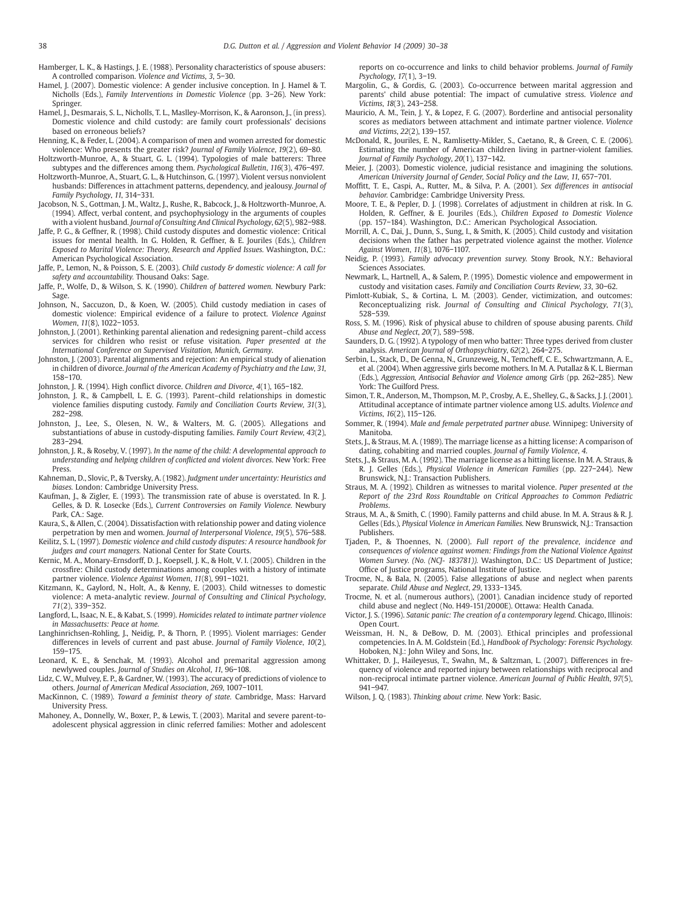Hamberger, L. K., & Hastings, J. E. (1988). Personality characteristics of spouse abusers: A controlled comparison. *Violence and Victims*, *3*, 5–30.

Hamel, J. (2007). Domestic violence: A gender inclusive conception. In J. Hamel & T. Nicholls (Eds.), *Family Interventions in Domestic Violence* (pp. 3–26). New York: Springer.

Hamel, J., Desmarais, S. L., Nicholls, T. L., Maslley-Morrison, K., & Aaronson, J., (in press). Domestic violence and child custody: are family court professionals' decisions based on erroneous beliefs?

Henning, K., & Feder, L. (2004). A comparison of men and women arrested for domestic violence: Who presents the greater risk? *Journal of Family Violence*, *19*(2), 69–80.

Holtzworth-Munroe, A., & Stuart, G. L. (1994). Typologies of male batterers: Three subtypes and the differences among them. *Psychological Bulletin*, *116*(3), 476–497.

Holtzworth-Munroe, A., Stuart, G. L., & Hutchinson, G. (1997). Violent versus nonviolent husbands: Differences in attachment patterns, dependency, and jealousy. *Journal of Family Psychology*, *11*, 314–331.

Jacobson, N. S., Gottman, J. M., Waltz, J., Rushe, R., Babcock, J., & Holtzworth-Munroe, A. (1994). Affect, verbal content, and psychophysiology in the arguments of couples with a violent husband. *Journal of Consulting And Clinical Psychology*, *62*(5), 982–988.

Jaffe, P. G., & Geffner, R. (1998). Child custody disputes and domestic violence: Critical issues for mental health. In G. Holden, R. Geffner, & E. Jouriles (Eds.), *Children Exposed to Marital Violence: Theory, Research and Applied Issues*. Washington, D.C.: American Psychological Association.

Jaffe, P., Lemon, N., & Poisson, S. E. (2003). *Child custody & domestic violence: A call for safety and accountability.* Thousand Oaks: Sage.

Jaffe, P., Wolfe, D., & Wilson, S. K. (1990). *Children of battered women.* Newbury Park: Sage.

Johnson, N., Saccuzon, D., & Koen, W. (2005). Child custody mediation in cases of domestic violence: Empirical evidence of a failure to protect. *Violence Against Women*, *11*(8), 1022–1053.

Johnston, J. (2001). Rethinking parental alienation and redesigning parent–child access services for children who resist or refuse visitation. *Paper presented at the International Conference on Supervised Visitation, Munich, Germany*.

Johnston, J. (2003). Parental alignments and rejection: An empirical study of alienation in children of divorce. *Journal of the American Academy of Psychiatry and the Law*, *31*, 158–170.

Johnston, J. R. (1994). High conflict divorce. *Children and Divorce*, *4*(1), 165–182.

Johnston, J. R., & Campbell, L. E. G. (1993). Parent–child relationships in domestic violence families disputing custody. *Family and Conciliation Courts Review*, *31*(3), 282–298.

Johnston, J., Lee, S., Olesen, N. W., & Walters, M. G. (2005). Allegations and substantiations of abuse in custody-disputing families. *Family Court Review*, *43*(2), 283–294.

Johnston, J. R., & Roseby, V. (1997). *In the name of the child: A developmental approach to understanding and helping children of conflicted and violent divorces.* New York: Free Press.

Kahneman, D., Slovic, P., & Tversky, A. (1982). *Judgment under uncertainty: Heuristics and biases.* London: Cambridge University Press.

Kaufman, J., & Zigler, E. (1993). The transmission rate of abuse is overstated. In R. J. Gelles, & D. R. Losecke (Eds.), *Current Controversies on Family Violence.* Newbury Park, CA.: Sage.

Kaura, S., & Allen, C. (2004). Dissatisfaction with relationship power and dating violence perpetration by men and women. *Journal of Interpersonal Violence*, *19*(5), 576–588.

Keilitz, S. L. (1997). *Domestic violence and child custody disputes: A resource handbook for judges and court managers.* National Center for State Courts.

Kernic, M. A., Monary-Ernsdorff, D. J., Koepsell, J. K., & Holt, V. I. (2005). Children in the crossfire: Child custody determinations among couples with a history of intimate partner violence. *Violence Against Women*, *11*(8), 991–1021.

Kitzmann, K., Gaylord, N., Holt, A., & Kenny, E. (2003). Child witnesses to domestic violence: A meta-analytic review. *Journal of Consulting and Clinical Psychology*, *71*(2), 339–352.

Langford, L., Isaac, N. E., & Kabat, S. (1999). *Homicides related to intimate partner violence in Massachusetts: Peace at home.*

Langhinrichsen-Rohling, J., Neidig, P., & Thorn, P. (1995). Violent marriages: Gender differences in levels of current and past abuse. *Journal of Family Violence*, *10*(2), 159–175.

Leonard, K. E., & Senchak, M. (1993). Alcohol and premarital aggression among newlywed couples. *Journal of Studies on Alcohol*, *11*, 96–108.

Lidz, C. W., Mulvey, E. P., & Gardner, W. (1993). The accuracy of predictions of violence to others. *Journal of American Medical Association*, *269*, 1007–1011.

MacKinnon, C. (1989). *Toward a feminist theory of state.* Cambridge, Mass: Harvard University Press.

Mahoney, A., Donnelly, W., Boxer, P., & Lewis, T. (2003). Marital and severe parent-to-adolescent physical aggression in clinic referred families: Mother and adolescent reports on co-occurrence and links to child behavior problems. *Journal of Family Psychology*, *17*(1), 3–19.

Margolin, G., & Gordis, G. (2003). Co-occurrence between marital aggression and parents' child abuse potential: The impact of cumulative stress. *Violence and Victims*, *18*(3), 243–258.

Mauricio, A. M., Tein, J. Y., & Lopez, F. G. (2007). Borderline and antisocial personality scores as mediators between attachment and intimate partner violence. *Violence and Victims*, *22*(2), 139–157.

McDonald, R., Jouriles, E. N., Ramlisetty-Mikler, S., Caetano, R., & Green, C. E. (2006). Estimating the number of American children living in partner-violent families. *Journal of Family Psychology*, *20*(1), 137–142.

Meier, J. (2003). Domestic violence, judicial resistance and imagining the solutions. *American University Journal of Gender, Social Policy and the Law*, *11*, 657–701.

Moffitt, T. E., Caspi, A., Rutter, M., & Silva, P. A. (2001). *Sex differences in antisocial behavior.* Cambridge: Cambridge University Press.

Moore, T. E., & Pepler, D. J. (1998). Correlates of adjustment in children at risk. In G. Holden, R. Geffner, & E. Jouriles (Eds.), *Children Exposed to Domestic Violence* (pp. 157–184). Washington, D.C.: American Psychological Association.

Morrill, A. C., Dai, J., Dunn, S., Sung, I., & Smith, K. (2005). Child custody and visitation decisions when the father has perpetrated violence against the mother. *Violence Against Women*, *11*(8), 1076–1107.

Neidig, P. (1993). *Family advocacy prevention survey.* Stony Brook, N.Y.: Behavioral Sciences Associates.

Newmark, L., Hartnell, A., & Salem, P. (1995). Domestic violence and empowerment in custody and visitation cases. *Family and Conciliation Courts Review*, *33*, 30–62.

Pimlott-Kubiak, S., & Cortina, L. M. (2003). Gender, victimization, and outcomes: Reconceptualizing risk. *Journal of Consulting and Clinical Psychology*, *71*(3), 528–539.

Ross, S. M. (1996). Risk of physical abuse to children of spouse abusing parents. *Child Abuse and Neglect*, *20*(7), 589–598.

Saunders, D. G. (1992). A typology of men who batter: Three types derived from cluster analysis. *American Journal of Orthopsychiatry*, *62*(2), 264–275.

Serbin, L., Stack, D., De Genna, N., Grunzeweig, N., Temcheff, C. E., Schwartzmann, A. E., et al. (2004). When aggressive girls become mothers. In M. A. Putallaz & K. L. Bierman (Eds.), *Aggression, Antisocial Behavior and Violence among Girls* (pp. 262–285). New York: The Guilford Press.

Simon, T. R., Anderson, M., Thompson, M. P., Crosby, A. E., Shelley, G., & Sacks, J. J. (2001). Attitudinal acceptance of intimate partner violence among U.S. adults. *Violence and Victims*, *16*(2), 115–126.

Sommer, R. (1994). *Male and female perpetrated partner abuse.* Winnipeg: University of Manitoba.

Stets, J., & Straus, M. A. (1989). The marriage license as a hitting license: A comparison of dating, cohabiting and married couples. *Journal of Family Violence*, *4*.

Stets, J., & Straus, M. A. (1992). The marriage license as a hitting license. In M. A. Straus, & R. J. Gelles (Eds.), *Physical Violence in American Families* (pp. 227–244). New Brunswick, N.J.: Transaction Publishers.

Straus, M. A. (1992). Children as witnesses to marital violence. *Paper presented at the Report of the 23rd Ross Roundtable on Critical Approaches to Common Pediatric Problems*.

Straus, M. A., & Smith, C. (1990). Family patterns and child abuse. In M. A. Straus & R. J. Gelles (Eds.), *Physical Violence in American Families.* New Brunswick, N.J.: Transaction Publishers.

Tjaden, P., & Thoennes, N. (2000). *Full report of the prevalence, incidence and consequences of violence against women: Findings from the National Violence Against Women Survey. (No. (NCJ- 183781)).* Washington, D.C.: US Department of Justice; Office of Justice programs, National Institute of Justice.

Trocme, N., & Bala, N. (2005). False allegations of abuse and neglect when parents separate. *Child Abuse and Neglect*, *29*, 1333–1345.

Trocme, N. et al. (numerous authors), (2001). Canadian incidence study of reported child abuse and neglect (No. H49-151/2000E). Ottawa: Health Canada.

Victor, J. S. (1996). *Satanic panic: The creation of a contemporary legend.* Chicago, Illinois: Open Court.

Weissman, H. N., & DeBow, D. M. (2003). Ethical principles and professional competencies. In A. M. Goldstein (Ed.), *Handbook of Psychology: Forensic Psychology.* Hoboken, N.J.: John Wiley and Sons, Inc.

Whittaker, D. J., Haileyesus, T., Swahn, M., & Saltzman, L. (2007). Differences in frequency of violence and reported injury between relationships with reciprocal and non-reciprocal intimate partner violence. *American Journal of Public Health*, *97*(5), 941–947.

Wilson, J. Q. (1983). *Thinking about crime.* New York: Basic.